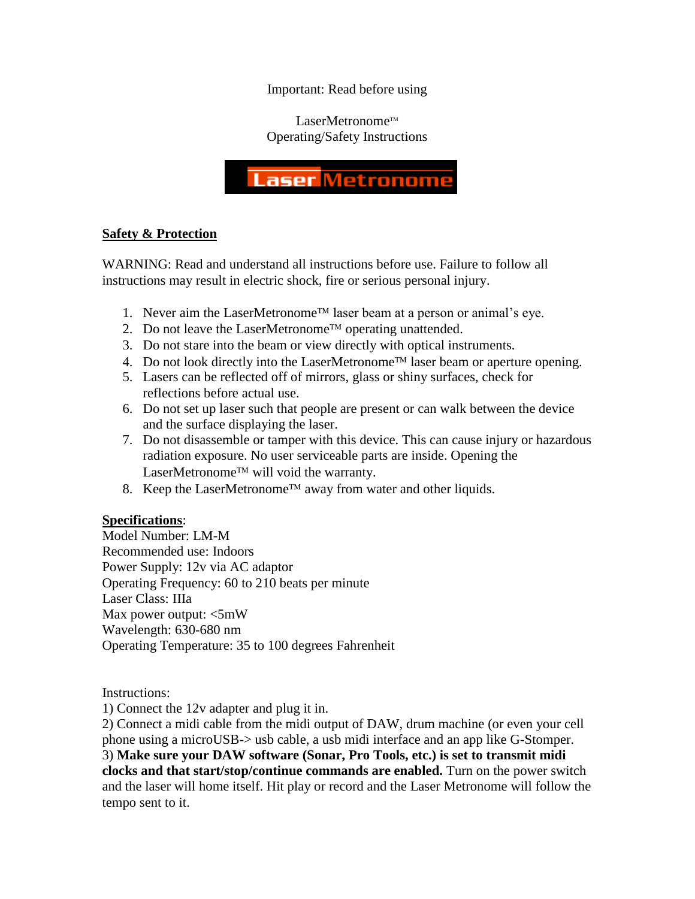Important: Read before using

LaserMetronome™
Operating/Safety Instructions

Laser Metronome

**Safety & Protection**

WARNING: Read and understand all instructions before use. Failure to follow all instructions may result in electric shock, fire or serious personal injury.

1. Never aim the LaserMetronome™ laser beam at a person or animal's eye.
2. Do not leave the LaserMetronome™ operating unattended.
3. Do not stare into the beam or view directly with optical instruments.
4. Do not look directly into the LaserMetronome™ laser beam or aperture opening.
5. Lasers can be reflected off of mirrors, glass or shiny surfaces, check for reflections before actual use.
6. Do not set up laser such that people are present or can walk between the device and the surface displaying the laser.
7. Do not disassemble or tamper with this device. This can cause injury or hazardous radiation exposure. No user serviceable parts are inside. Opening the LaserMetronome™ will void the warranty.
8. Keep the LaserMetronome™ away from water and other liquids.

**Specifications**:
Model Number: LM-M
Recommended use: Indoors
Power Supply: 12v via AC adaptor
Operating Frequency: 60 to 210 beats per minute
Laser Class: IIIa
Max power output: <5mW
Wavelength: 630-680 nm
Operating Temperature: 35 to 100 degrees Fahrenheit

Instructions:
1) Connect the 12v adapter and plug it in.
2) Connect a midi cable from the midi output of DAW, drum machine (or even your cell phone using a microUSB-> usb cable, a usb midi interface and an app like G-Stomper.
3) **Make sure your DAW software (Sonar, Pro Tools, etc.) is set to transmit midi clocks and that start/stop/continue commands are enabled.** Turn on the power switch and the laser will home itself. Hit play or record and the Laser Metronome will follow the tempo sent to it.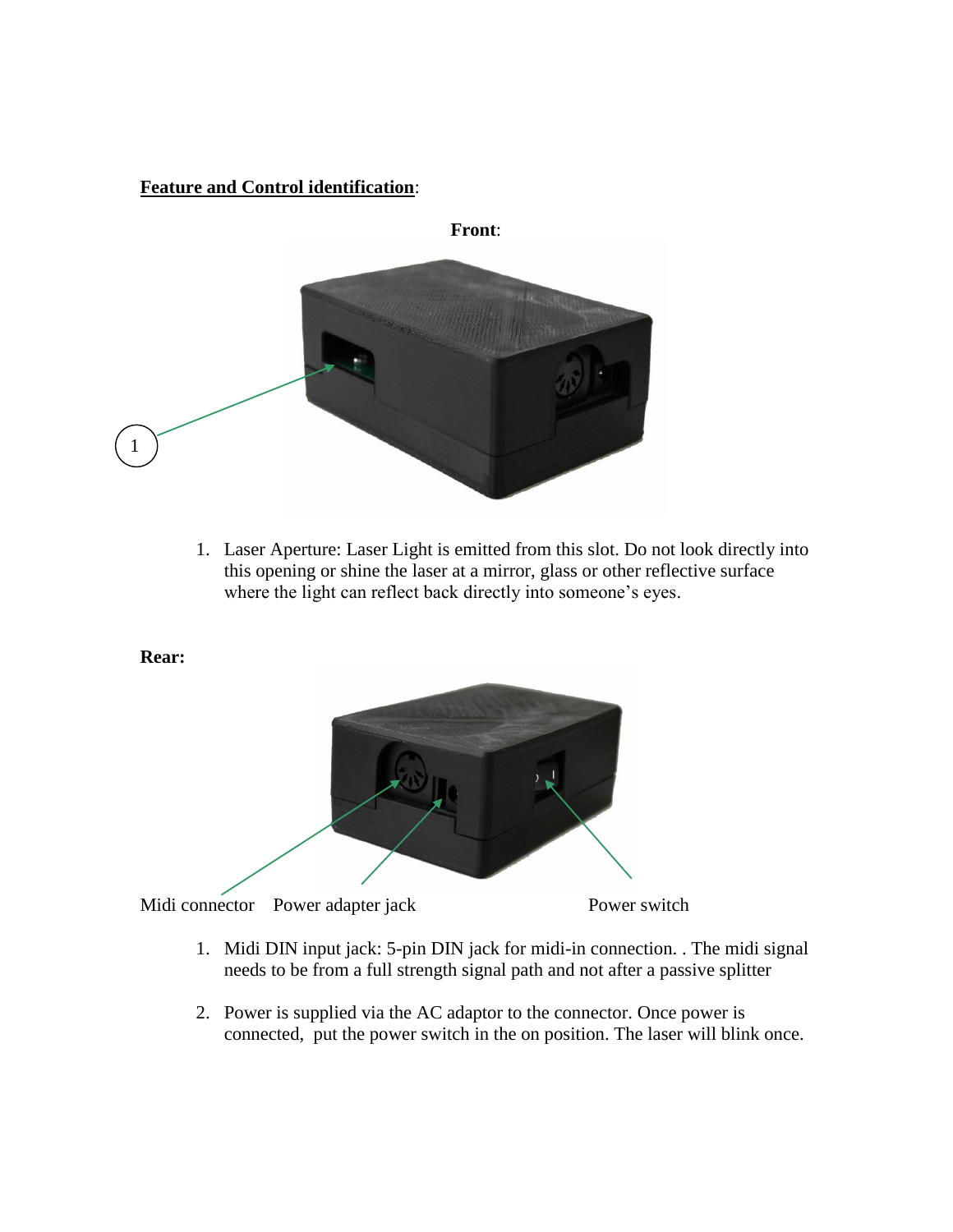**Feature and Control identification**:

**Front**:

1

1. Laser Aperture: Laser Light is emitted from this slot. Do not look directly into this opening or shine the laser at a mirror, glass or other reflective surface where the light can reflect back directly into someone's eyes.

**Rear:**

Midi connector    Power adapter jack    Power switch

1. Midi DIN input jack: 5-pin DIN jack for midi-in connection. . The midi signal needs to be from a full strength signal path and not after a passive splitter

2. Power is supplied via the AC adaptor to the connector. Once power is connected,  put the power switch in the on position. The laser will blink once.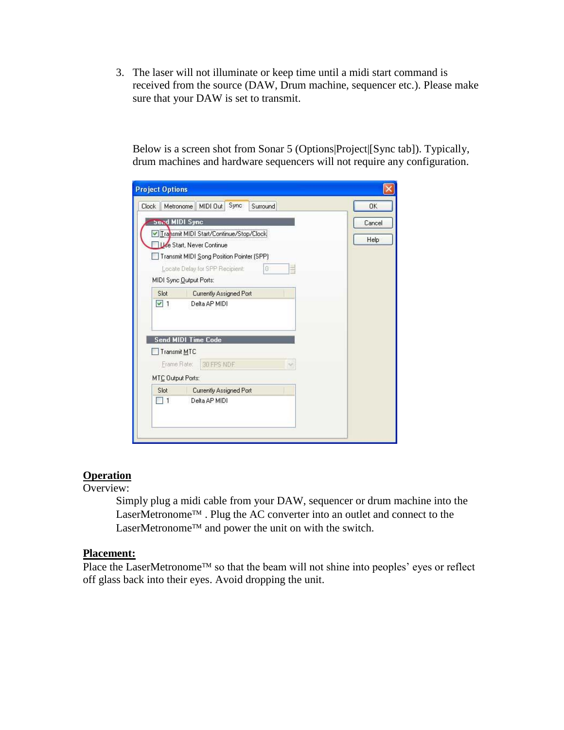3. The laser will not illuminate or keep time until a midi start command is received from the source (DAW, Drum machine, sequencer etc.). Please make sure that your DAW is set to transmit.

   Below is a screen shot from Sonar 5 (Options|Project|[Sync tab]). Typically, drum machines and hardware sequencers will not require any configuration.

**Operation**

Overview:

Simply plug a midi cable from your DAW, sequencer or drum machine into the LaserMetronome™ . Plug the AC converter into an outlet and connect to the LaserMetronome™ and power the unit on with the switch.

**Placement:**

Place the LaserMetronome™ so that the beam will not shine into peoples' eyes or reflect off glass back into their eyes. Avoid dropping the unit.